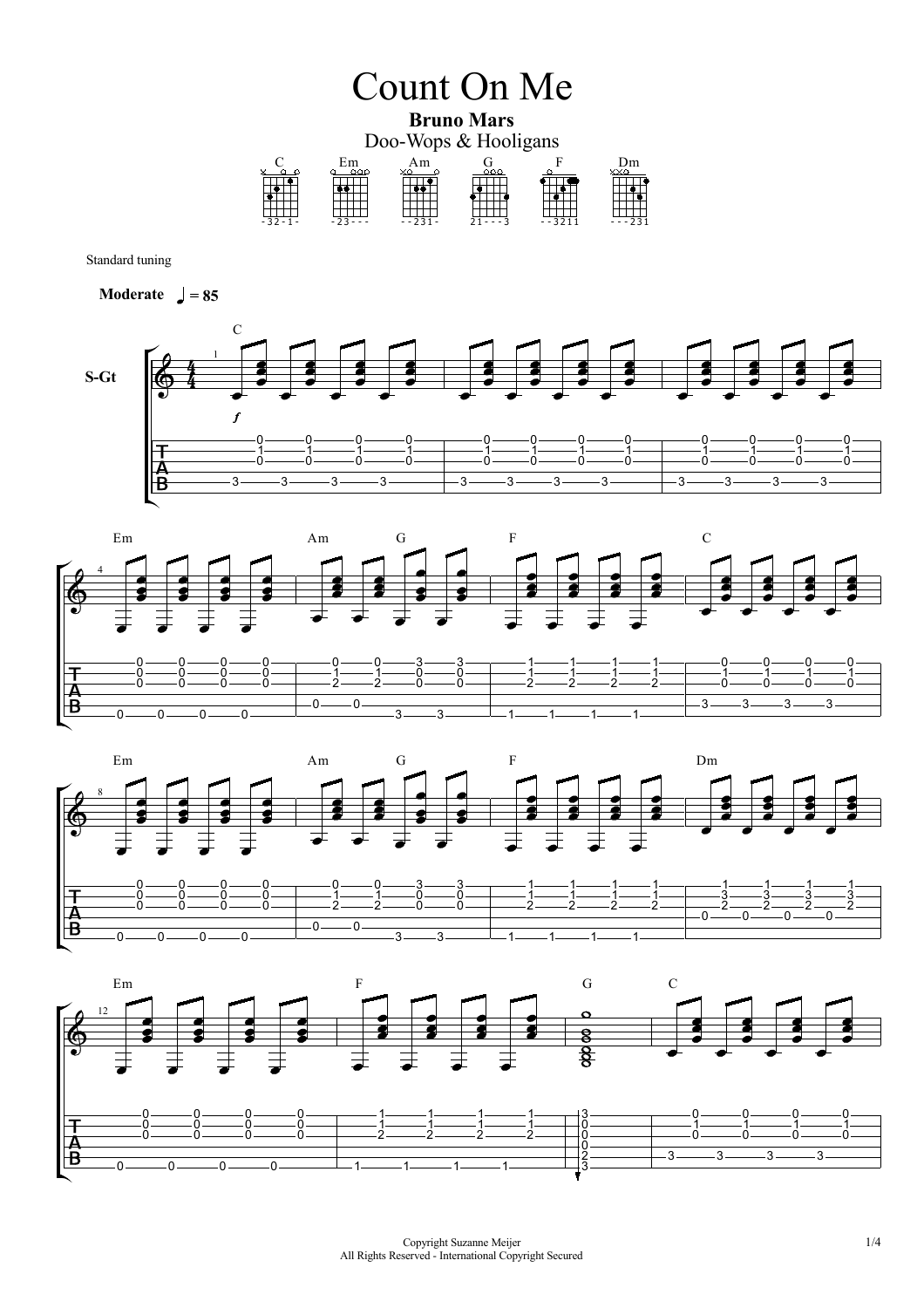# Count On Me

**Bruno Mars**

Doo-Wops & Hooligans

Standard tuning

**Moderate** ♩ = 85

S-Gt

Copyright Suzanne Meijer
All Rights Reserved - International Copyright Secured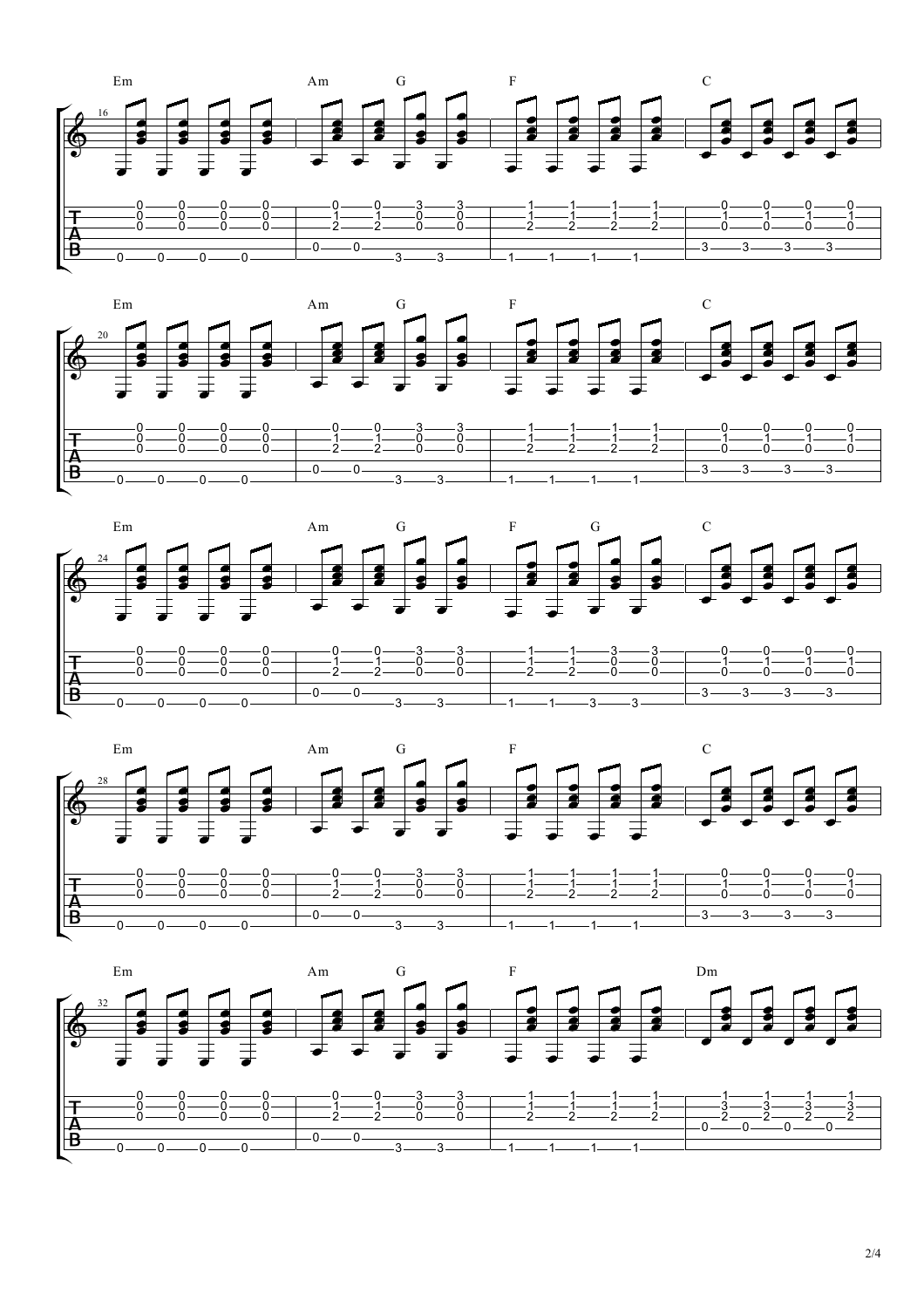16 Em | Am G | F | C

20 Em | Am G | F | C

24 Em | Am G | F G | C

28 Em | Am G | F | C

32 Em | Am G | F | Dm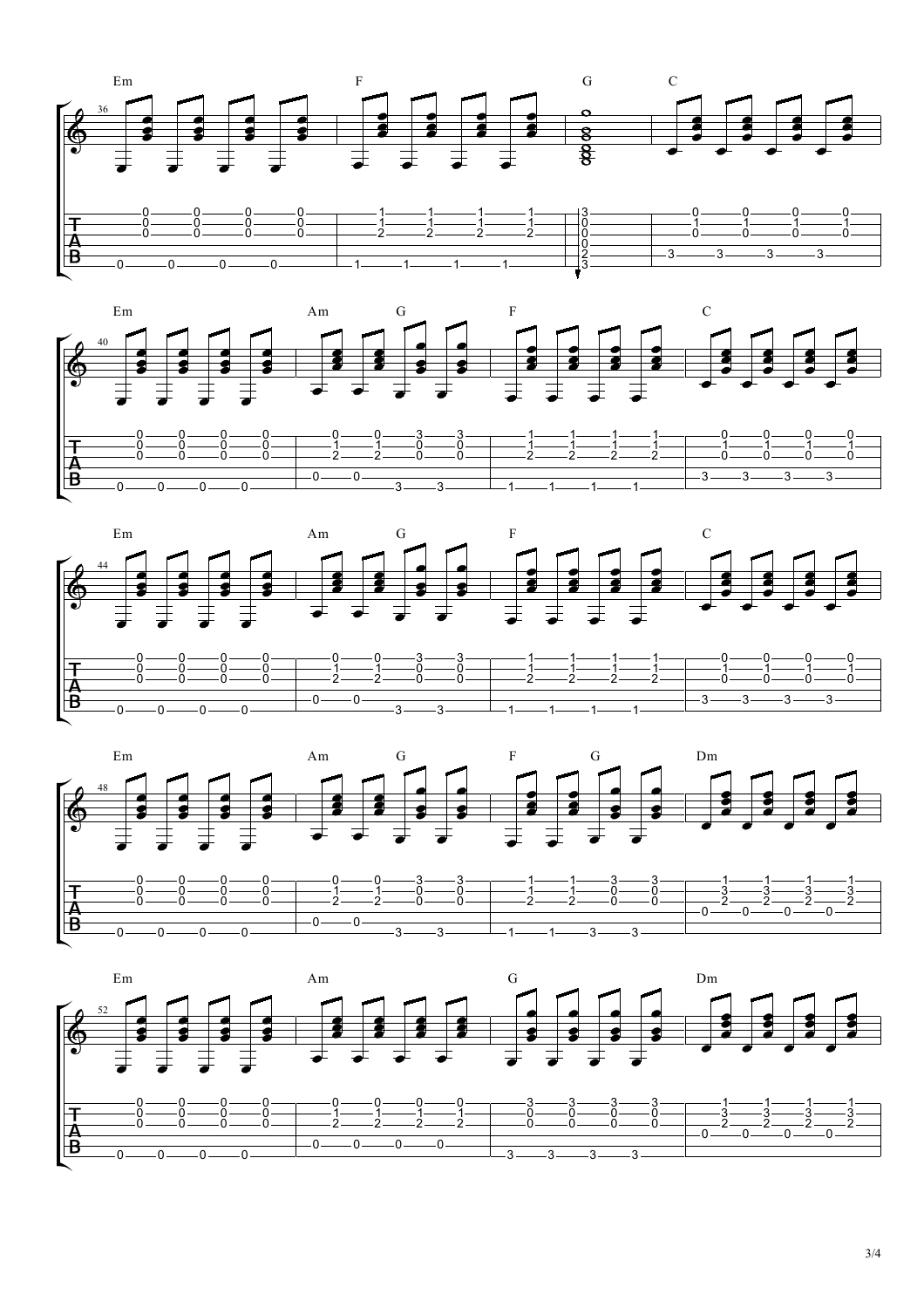36 Em | F | G | C

40 Em | Am G | F | C

44 Em | Am G | F | C

48 Em | Am G | F G | Dm

52 Em | Am | G | Dm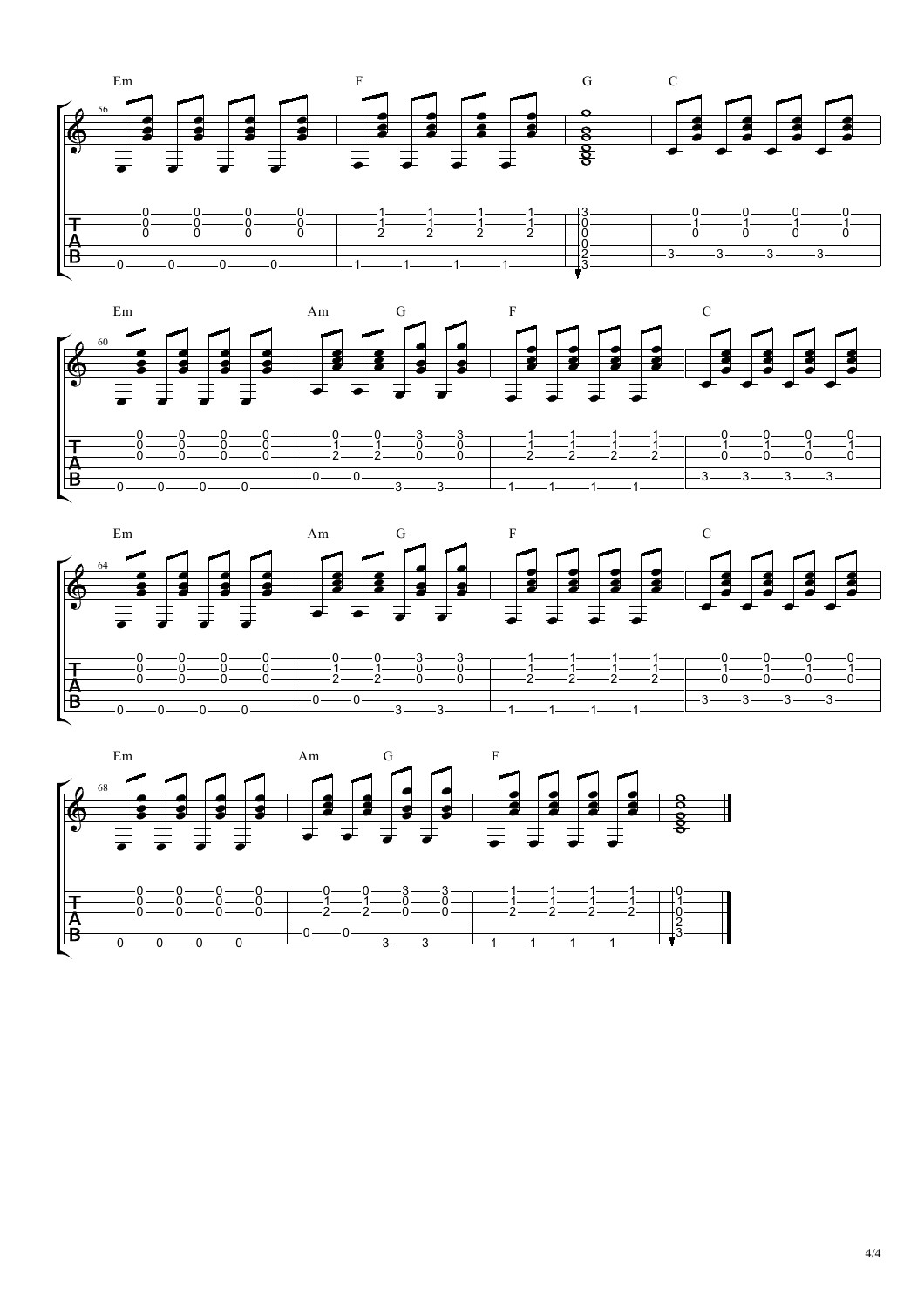56 Em F G C

60 Em Am G F C

64 Em Am G F C

68 Em Am G F